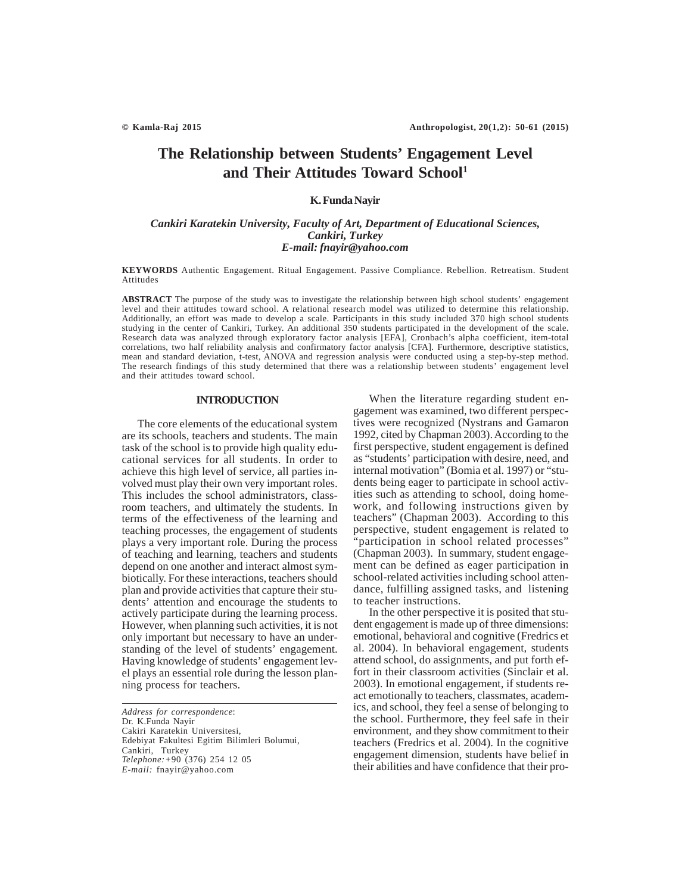# The Relationship between Students' Engagement Level and Their Attitudes Toward School[1]

**K. Funda Nayir**

*Cankiri Karatekin University, Faculty of Art, Department of Educational Sciences, Cankiri, Turkey*
*E-mail: fnayir@yahoo.com*

**KEYWORDS** Authentic Engagement. Ritual Engagement. Passive Compliance. Rebellion. Retreatism. Student Attitudes

**ABSTRACT** The purpose of the study was to investigate the relationship between high school students' engagement level and their attitudes toward school. A relational research model was utilized to determine this relationship. Additionally, an effort was made to develop a scale. Participants in this study included 370 high school students studying in the center of Cankiri, Turkey. An additional 350 students participated in the development of the scale. Research data was analyzed through exploratory factor analysis [EFA], Cronbach's alpha coefficient, item-total correlations, two half reliability analysis and confirmatory factor analysis [CFA]. Furthermore, descriptive statistics, mean and standard deviation, t-test, ANOVA and regression analysis were conducted using a step-by-step method. The research findings of this study determined that there was a relationship between students' engagement level and their attitudes toward school.

## INTRODUCTION

The core elements of the educational system are its schools, teachers and students. The main task of the school is to provide high quality educational services for all students. In order to achieve this high level of service, all parties involved must play their own very important roles. This includes the school administrators, classroom teachers, and ultimately the students. In terms of the effectiveness of the learning and teaching processes, the engagement of students plays a very important role. During the process of teaching and learning, teachers and students depend on one another and interact almost symbiotically. For these interactions, teachers should plan and provide activities that capture their students' attention and encourage the students to actively participate during the learning process. However, when planning such activities, it is not only important but necessary to have an understanding of the level of students' engagement. Having knowledge of students' engagement level plays an essential role during the lesson planning process for teachers.

When the literature regarding student engagement was examined, two different perspectives were recognized (Nystrans and Gamaron 1992, cited by Chapman 2003). According to the first perspective, student engagement is defined as "students' participation with desire, need, and internal motivation" (Bomia et al. 1997) or "students being eager to participate in school activities such as attending to school, doing homework, and following instructions given by teachers" (Chapman 2003). According to this perspective, student engagement is related to "participation in school related processes" (Chapman 2003). In summary, student engagement can be defined as eager participation in school-related activities including school attendance, fulfilling assigned tasks, and listening to teacher instructions.

In the other perspective it is posited that student engagement is made up of three dimensions: emotional, behavioral and cognitive (Fredrics et al. 2004). In behavioral engagement, students attend school, do assignments, and put forth effort in their classroom activities (Sinclair et al. 2003). In emotional engagement, if students react emotionally to teachers, classmates, academics, and school, they feel a sense of belonging to the school. Furthermore, they feel safe in their environment, and they show commitment to their teachers (Fredrics et al. 2004). In the cognitive engagement dimension, students have belief in their abilities and have confidence that their pro-

*Address for correspondence*:
Dr. K.Funda Nayir
Cakiri Karatekin Universitesi,
Edebiyat Fakultesi Egitim Bilimleri Bolumui,
Cankiri, Turkey
*Telephone:* +90 (376) 254 12 05
*E-mail:* fnayir@yahoo.com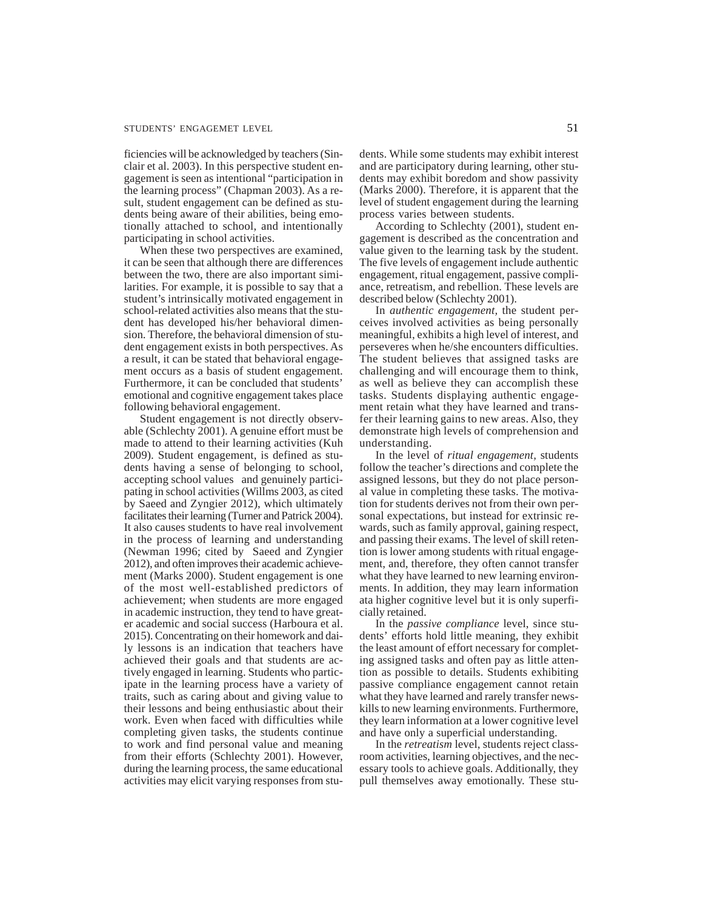ficiencies will be acknowledged by teachers (Sinclair et al. 2003). In this perspective student engagement is seen as intentional "participation in the learning process" (Chapman 2003). As a result, student engagement can be defined as students being aware of their abilities, being emotionally attached to school, and intentionally participating in school activities.

When these two perspectives are examined, it can be seen that although there are differences between the two, there are also important similarities. For example, it is possible to say that a student's intrinsically motivated engagement in school-related activities also means that the student has developed his/her behavioral dimension. Therefore, the behavioral dimension of student engagement exists in both perspectives. As a result, it can be stated that behavioral engagement occurs as a basis of student engagement. Furthermore, it can be concluded that students' emotional and cognitive engagement takes place following behavioral engagement.

Student engagement is not directly observable (Schlechty 2001). A genuine effort must be made to attend to their learning activities (Kuh 2009). Student engagement, is defined as students having a sense of belonging to school, accepting school values and genuinely participating in school activities (Willms 2003, as cited by Saeed and Zyngier 2012), which ultimately facilitates their learning (Turner and Patrick 2004). It also causes students to have real involvement in the process of learning and understanding (Newman 1996; cited by Saeed and Zyngier 2012), and often improves their academic achievement (Marks 2000). Student engagement is one of the most well-established predictors of achievement; when students are more engaged in academic instruction, they tend to have greater academic and social success (Harboura et al. 2015). Concentrating on their homework and daily lessons is an indication that teachers have achieved their goals and that students are actively engaged in learning. Students who participate in the learning process have a variety of traits, such as caring about and giving value to their lessons and being enthusiastic about their work. Even when faced with difficulties while completing given tasks, the students continue to work and find personal value and meaning from their efforts (Schlechty 2001). However, during the learning process, the same educational activities may elicit varying responses from students. While some students may exhibit interest and are participatory during learning, other students may exhibit boredom and show passivity (Marks 2000). Therefore, it is apparent that the level of student engagement during the learning process varies between students.

According to Schlechty (2001), student engagement is described as the concentration and value given to the learning task by the student. The five levels of engagement include authentic engagement, ritual engagement, passive compliance, retreatism, and rebellion. These levels are described below (Schlechty 2001).

In *authentic engagement*, the student perceives involved activities as being personally meaningful, exhibits a high level of interest, and perseveres when he/she encounters difficulties. The student believes that assigned tasks are challenging and will encourage them to think, as well as believe they can accomplish these tasks. Students displaying authentic engagement retain what they have learned and transfer their learning gains to new areas. Also, they demonstrate high levels of comprehension and understanding.

In the level of *ritual engagement*, students follow the teacher's directions and complete the assigned lessons, but they do not place personal value in completing these tasks. The motivation for students derives not from their own personal expectations, but instead for extrinsic rewards, such as family approval, gaining respect, and passing their exams. The level of skill retention is lower among students with ritual engagement, and, therefore, they often cannot transfer what they have learned to new learning environments. In addition, they may learn information ata higher cognitive level but it is only superficially retained.

In the *passive compliance* level, since students' efforts hold little meaning, they exhibit the least amount of effort necessary for completing assigned tasks and often pay as little attention as possible to details. Students exhibiting passive compliance engagement cannot retain what they have learned and rarely transfer newskills to new learning environments. Furthermore, they learn information at a lower cognitive level and have only a superficial understanding.

In the *retreatism* level, students reject classroom activities, learning objectives, and the necessary tools to achieve goals. Additionally, they pull themselves away emotionally. These stu-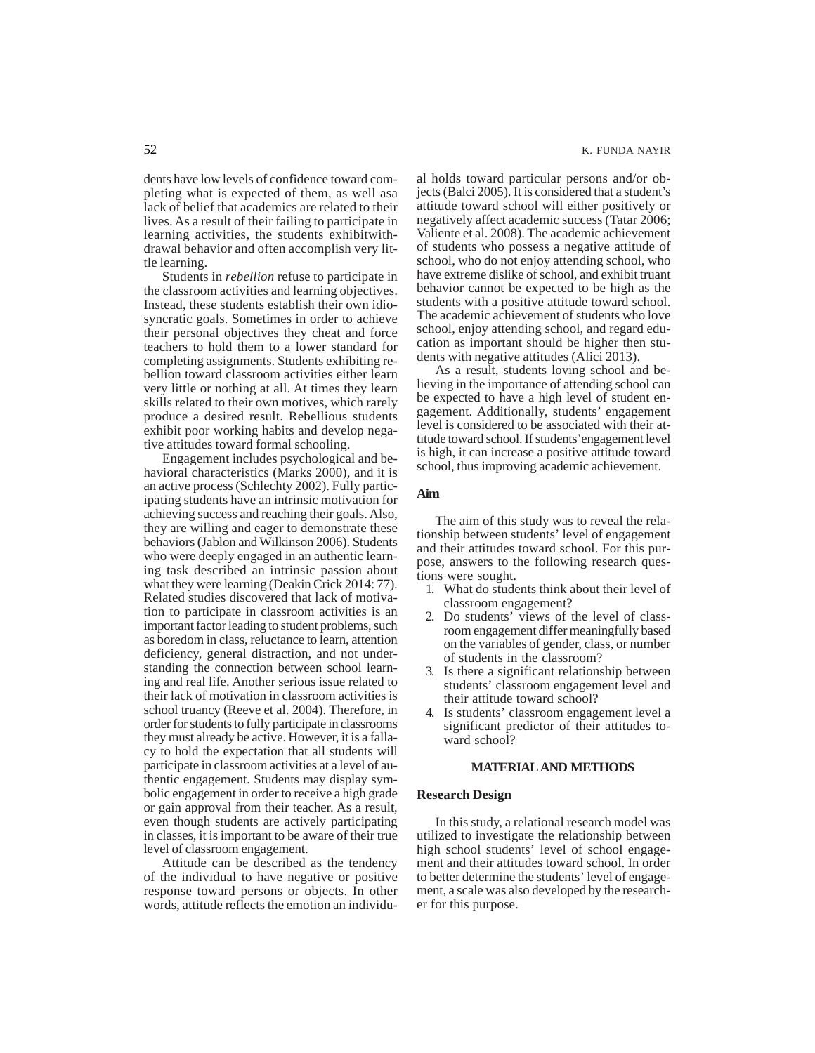dents have low levels of confidence toward completing what is expected of them, as well asa lack of belief that academics are related to their lives. As a result of their failing to participate in learning activities, the students exhibitwithdrawal behavior and often accomplish very little learning.

Students in *rebellion* refuse to participate in the classroom activities and learning objectives. Instead, these students establish their own idiosyncratic goals. Sometimes in order to achieve their personal objectives they cheat and force teachers to hold them to a lower standard for completing assignments. Students exhibiting rebellion toward classroom activities either learn very little or nothing at all. At times they learn skills related to their own motives, which rarely produce a desired result. Rebellious students exhibit poor working habits and develop negative attitudes toward formal schooling.

Engagement includes psychological and behavioral characteristics (Marks 2000), and it is an active process (Schlechty 2002). Fully participating students have an intrinsic motivation for achieving success and reaching their goals. Also, they are willing and eager to demonstrate these behaviors (Jablon and Wilkinson 2006). Students who were deeply engaged in an authentic learning task described an intrinsic passion about what they were learning (Deakin Crick 2014: 77). Related studies discovered that lack of motivation to participate in classroom activities is an important factor leading to student problems, such as boredom in class, reluctance to learn, attention deficiency, general distraction, and not understanding the connection between school learning and real life. Another serious issue related to their lack of motivation in classroom activities is school truancy (Reeve et al. 2004). Therefore, in order for students to fully participate in classrooms they must already be active. However, it is a fallacy to hold the expectation that all students will participate in classroom activities at a level of authentic engagement. Students may display symbolic engagement in order to receive a high grade or gain approval from their teacher. As a result, even though students are actively participating in classes, it is important to be aware of their true level of classroom engagement.

Attitude can be described as the tendency of the individual to have negative or positive response toward persons or objects. In other words, attitude reflects the emotion an individual holds toward particular persons and/or objects (Balci 2005). It is considered that a student's attitude toward school will either positively or negatively affect academic success (Tatar 2006; Valiente et al. 2008). The academic achievement of students who possess a negative attitude of school, who do not enjoy attending school, who have extreme dislike of school, and exhibit truant behavior cannot be expected to be high as the students with a positive attitude toward school. The academic achievement of students who love school, enjoy attending school, and regard education as important should be higher then students with negative attitudes (Alici 2013).

As a result, students loving school and believing in the importance of attending school can be expected to have a high level of student engagement. Additionally, students' engagement level is considered to be associated with their attitude toward school. If students'engagement level is high, it can increase a positive attitude toward school, thus improving academic achievement.

### Aim

The aim of this study was to reveal the relationship between students' level of engagement and their attitudes toward school. For this purpose, answers to the following research questions were sought.

1. What do students think about their level of classroom engagement?
2. Do students' views of the level of classroom engagement differ meaningfully based on the variables of gender, class, or number of students in the classroom?
3. Is there a significant relationship between students' classroom engagement level and their attitude toward school?
4. Is students' classroom engagement level a significant predictor of their attitudes toward school?

## MATERIAL AND METHODS

### Research Design

In this study, a relational research model was utilized to investigate the relationship between high school students' level of school engagement and their attitudes toward school. In order to better determine the students' level of engagement, a scale was also developed by the researcher for this purpose.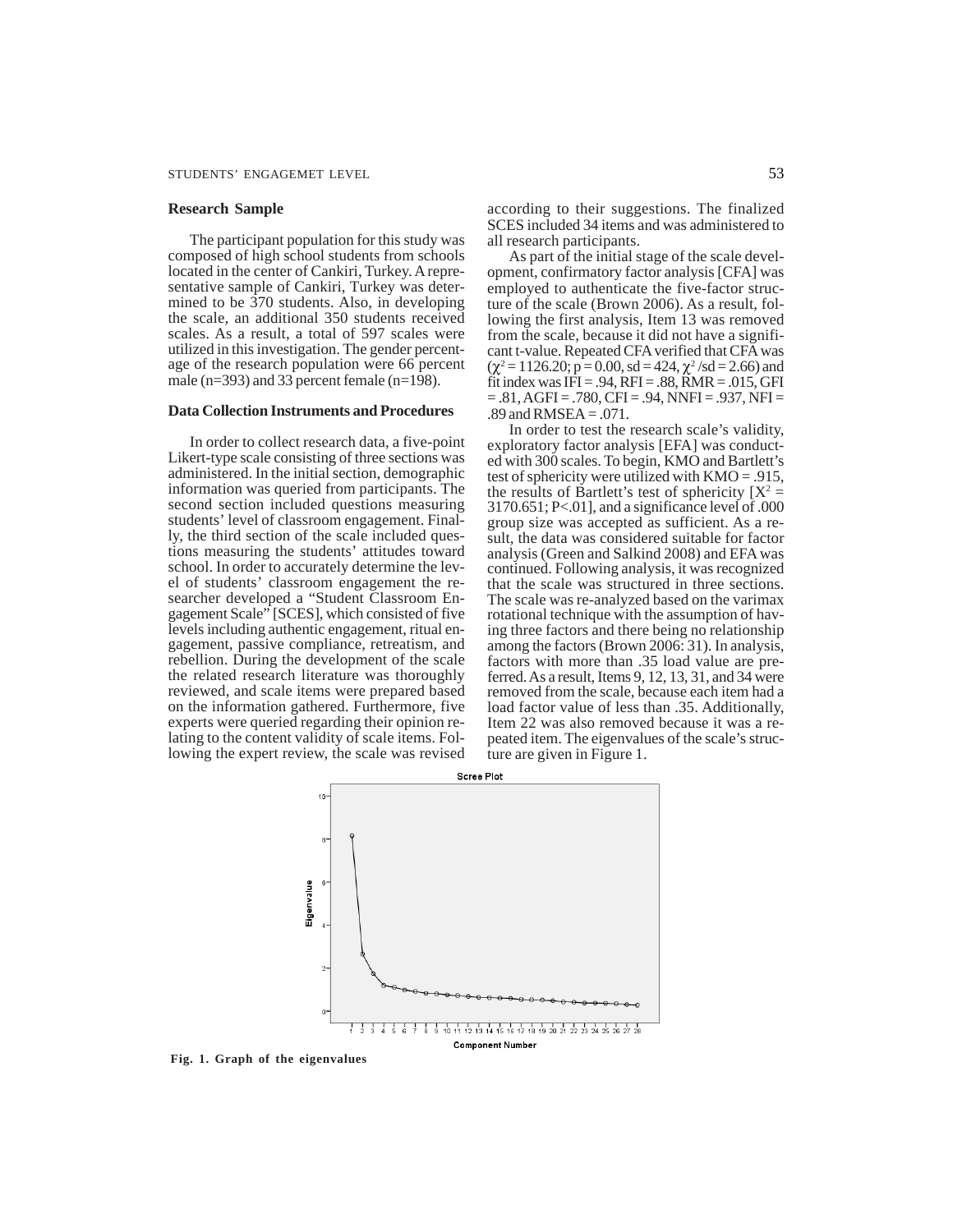## Research Sample

The participant population for this study was composed of high school students from schools located in the center of Cankiri, Turkey. A representative sample of Cankiri, Turkey was determined to be 370 students. Also, in developing the scale, an additional 350 students received scales. As a result, a total of 597 scales were utilized in this investigation. The gender percentage of the research population were 66 percent male (n=393) and 33 percent female (n=198).

## Data Collection Instruments and Procedures

In order to collect research data, a five-point Likert-type scale consisting of three sections was administered. In the initial section, demographic information was queried from participants. The second section included questions measuring students' level of classroom engagement. Finally, the third section of the scale included questions measuring the students' attitudes toward school. In order to accurately determine the level of students' classroom engagement the researcher developed a "Student Classroom Engagement Scale" [SCES], which consisted of five levels including authentic engagement, ritual engagement, passive compliance, retreatism, and rebellion. During the development of the scale the related research literature was thoroughly reviewed, and scale items were prepared based on the information gathered. Furthermore, five experts were queried regarding their opinion relating to the content validity of scale items. Following the expert review, the scale was revised according to their suggestions. The finalized SCES included 34 items and was administered to all research participants.

As part of the initial stage of the scale development, confirmatory factor analysis [CFA] was employed to authenticate the five-factor structure of the scale (Brown 2006). As a result, following the first analysis, Item 13 was removed from the scale, because it did not have a significant t-value. Repeated CFA verified that CFA was ($\chi^2$ = 1126.20; p = 0.00, sd = 424, $\chi^2$ /sd = 2.66) and fit index was IFI = .94, RFI = .88, RMR = .015, GFI = .81, AGFI = .780, CFI = .94, NNFI = .937, NFI = .89 and RMSEA = .071.

In order to test the research scale's validity, exploratory factor analysis [EFA] was conducted with 300 scales. To begin, KMO and Bartlett's test of sphericity were utilized with KMO = .915, the results of Bartlett's test of sphericity [$X^2$ = 3170.651; P<.01], and a significance level of .000 group size was accepted as sufficient. As a result, the data was considered suitable for factor analysis (Green and Salkind 2008) and EFA was continued. Following analysis, it was recognized that the scale was structured in three sections. The scale was re-analyzed based on the varimax rotational technique with the assumption of having three factors and there being no relationship among the factors (Brown 2006: 31). In analysis, factors with more than .35 load value are preferred. As a result, Items 9, 12, 13, 31, and 34 were removed from the scale, because each item had a load factor value of less than .35. Additionally, Item 22 was also removed because it was a repeated item. The eigenvalues of the scale's structure are given in Figure 1.

**Fig. 1. Graph of the eigenvalues**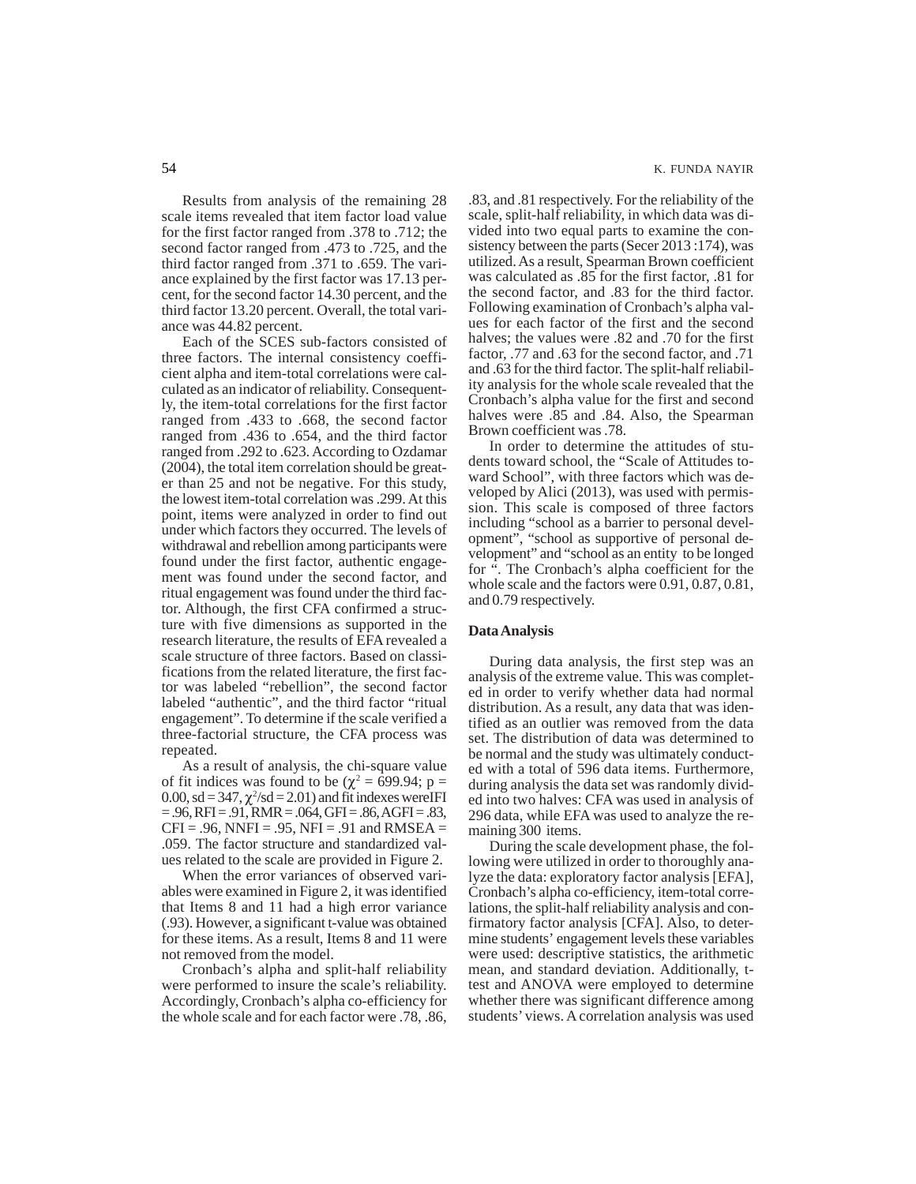Results from analysis of the remaining 28 scale items revealed that item factor load value for the first factor ranged from .378 to .712; the second factor ranged from .473 to .725, and the third factor ranged from .371 to .659. The variance explained by the first factor was 17.13 percent, for the second factor 14.30 percent, and the third factor 13.20 percent. Overall, the total variance was 44.82 percent.

Each of the SCES sub-factors consisted of three factors. The internal consistency coefficient alpha and item-total correlations were calculated as an indicator of reliability. Consequently, the item-total correlations for the first factor ranged from .433 to .668, the second factor ranged from .436 to .654, and the third factor ranged from .292 to .623. According to Ozdamar (2004), the total item correlation should be greater than 25 and not be negative. For this study, the lowest item-total correlation was .299. At this point, items were analyzed in order to find out under which factors they occurred. The levels of withdrawal and rebellion among participants were found under the first factor, authentic engagement was found under the second factor, and ritual engagement was found under the third factor. Although, the first CFA confirmed a structure with five dimensions as supported in the research literature, the results of EFA revealed a scale structure of three factors. Based on classifications from the related literature, the first factor was labeled "rebellion", the second factor labeled "authentic", and the third factor "ritual engagement". To determine if the scale verified a three-factorial structure, the CFA process was repeated.

As a result of analysis, the chi-square value of fit indices was found to be ($\chi^2$ = 699.94; p = 0.00, sd = 347, $\chi^2$/sd = 2.01) and fit indexes wereIFI = .96, RFI = .91, RMR = .064, GFI = .86, AGFI = .83, CFI = .96, NNFI = .95, NFI = .91 and RMSEA = .059. The factor structure and standardized values related to the scale are provided in Figure 2.

When the error variances of observed variables were examined in Figure 2, it was identified that Items 8 and 11 had a high error variance (.93). However, a significant t-value was obtained for these items. As a result, Items 8 and 11 were not removed from the model.

Cronbach's alpha and split-half reliability were performed to insure the scale's reliability. Accordingly, Cronbach's alpha co-efficiency for the whole scale and for each factor were .78, .86, .83, and .81 respectively. For the reliability of the scale, split-half reliability, in which data was divided into two equal parts to examine the consistency between the parts (Secer 2013 :174), was utilized. As a result, Spearman Brown coefficient was calculated as .85 for the first factor, .81 for the second factor, and .83 for the third factor. Following examination of Cronbach's alpha values for each factor of the first and the second halves; the values were .82 and .70 for the first factor, .77 and .63 for the second factor, and .71 and .63 for the third factor. The split-half reliability analysis for the whole scale revealed that the Cronbach's alpha value for the first and second halves were .85 and .84. Also, the Spearman Brown coefficient was .78.

In order to determine the attitudes of students toward school, the "Scale of Attitudes toward School", with three factors which was developed by Alici (2013), was used with permission. This scale is composed of three factors including "school as a barrier to personal development", "school as supportive of personal development" and "school as an entity to be longed for ". The Cronbach's alpha coefficient for the whole scale and the factors were 0.91, 0.87, 0.81, and 0.79 respectively.

### Data Analysis

During data analysis, the first step was an analysis of the extreme value. This was completed in order to verify whether data had normal distribution. As a result, any data that was identified as an outlier was removed from the data set. The distribution of data was determined to be normal and the study was ultimately conducted with a total of 596 data items. Furthermore, during analysis the data set was randomly divided into two halves: CFA was used in analysis of 296 data, while EFA was used to analyze the remaining 300 items.

During the scale development phase, the following were utilized in order to thoroughly analyze the data: exploratory factor analysis [EFA], Cronbach's alpha co-efficiency, item-total correlations, the split-half reliability analysis and confirmatory factor analysis [CFA]. Also, to determine students' engagement levels these variables were used: descriptive statistics, the arithmetic mean, and standard deviation. Additionally, t-test and ANOVA were employed to determine whether there was significant difference among students' views. A correlation analysis was used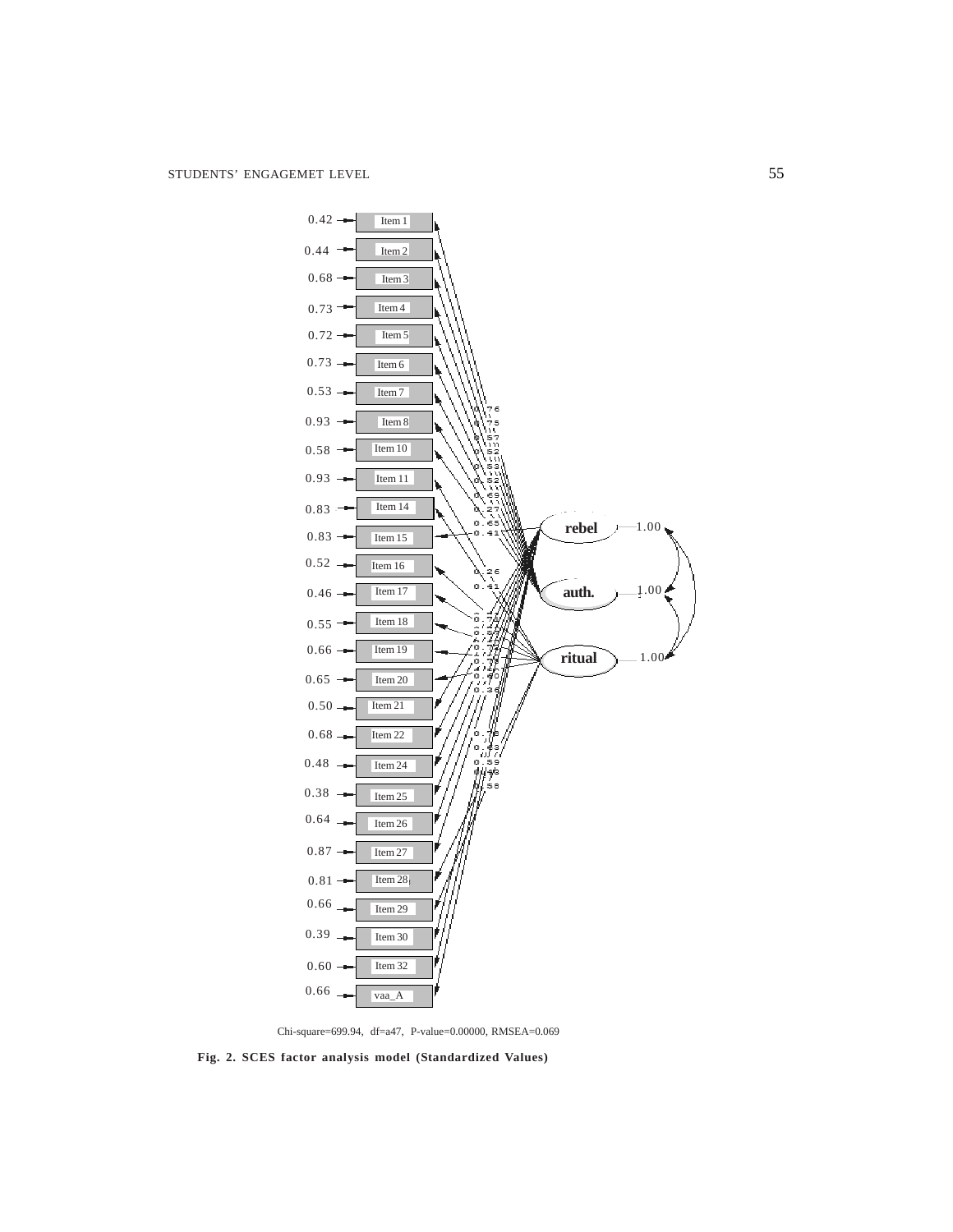Chi-square=699.94, df=a47, P-value=0.00000, RMSEA=0.069

**Fig. 2. SCES factor analysis model (Standardized Values)**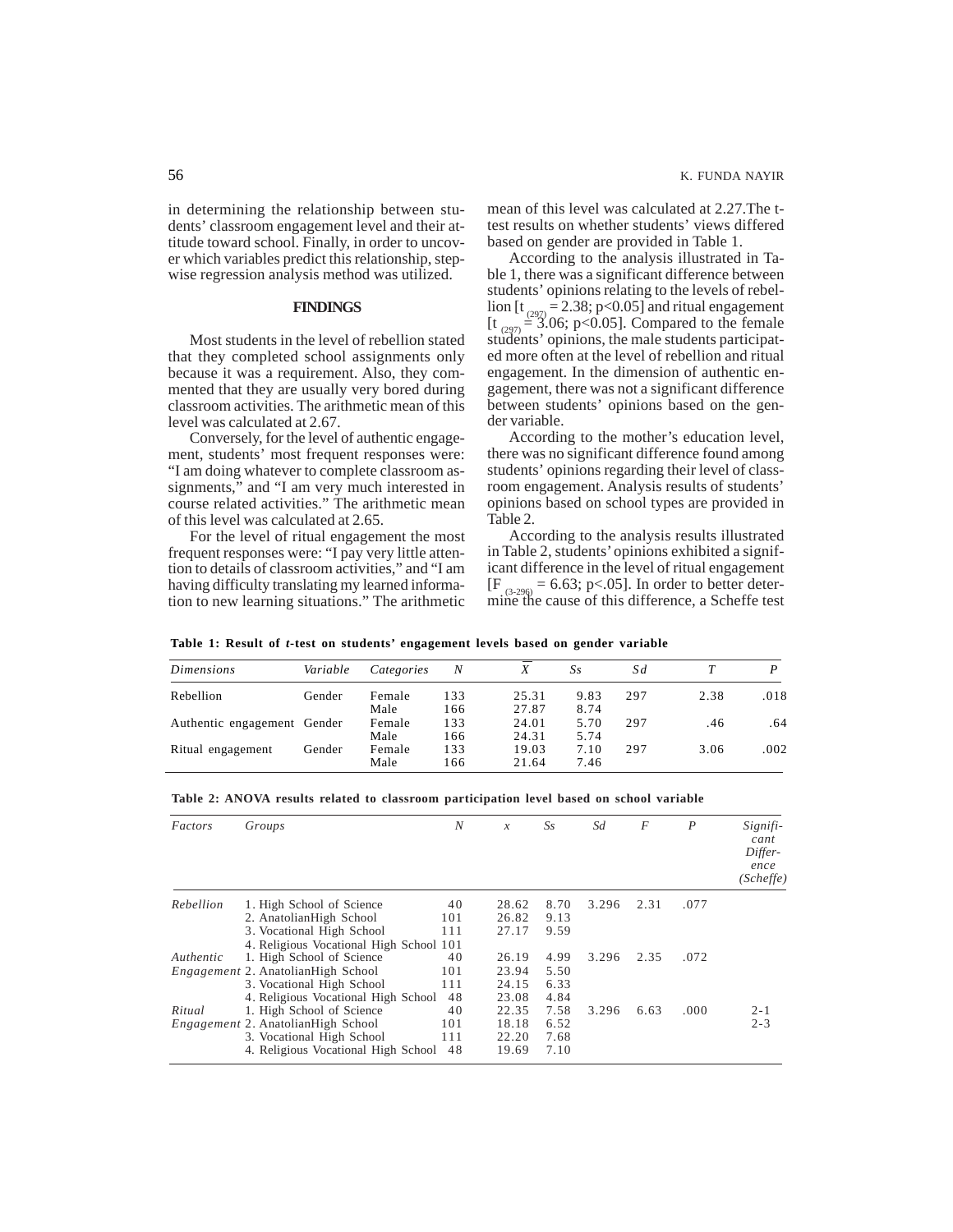in determining the relationship between students' classroom engagement level and their attitude toward school. Finally, in order to uncover which variables predict this relationship, stepwise regression analysis method was utilized.

## FINDINGS

Most students in the level of rebellion stated that they completed school assignments only because it was a requirement. Also, they commented that they are usually very bored during classroom activities. The arithmetic mean of this level was calculated at 2.67.

Conversely, for the level of authentic engagement, students' most frequent responses were: "I am doing whatever to complete classroom assignments," and "I am very much interested in course related activities." The arithmetic mean of this level was calculated at 2.65.

For the level of ritual engagement the most frequent responses were: "I pay very little attention to details of classroom activities," and "I am having difficulty translating my learned information to new learning situations." The arithmetic mean of this level was calculated at 2.27. The t-test results on whether students' views differed based on gender are provided in Table 1.

According to the analysis illustrated in Table 1, there was a significant difference between students' opinions relating to the levels of rebellion [$t_{(297)} = 2.38$; $p<0.05$] and ritual engagement [$t_{(297)} = 3.06$; $p<0.05$]. Compared to the female students' opinions, the male students participated more often at the level of rebellion and ritual engagement. In the dimension of authentic engagement, there was not a significant difference between students' opinions based on the gender variable.

According to the mother's education level, there was no significant difference found among students' opinions regarding their level of classroom engagement. Analysis results of students' opinions based on school types are provided in Table 2.

According to the analysis results illustrated in Table 2, students' opinions exhibited a significant difference in the level of ritual engagement [$F_{(3-296)} = 6.63$; $p<.05$]. In order to better determine the cause of this difference, a Scheffe test

**Table 1: Result of *t*-test on students' engagement levels based on gender variable**

| *Dimensions* | *Variable* | *Categories* | *N* | $\overline{X}$ | *Ss* | *Sd* | *T* | *P* |
|---|---|---|---|---|---|---|---|---|
| Rebellion | Gender | Female | 133 | 25.31 | 9.83 | 297 | 2.38 | .018 |
| | | Male | 166 | 27.87 | 8.74 | | | |
| Authentic engagement | Gender | Female | 133 | 24.01 | 5.70 | 297 | .46 | .64 |
| | | Male | 166 | 24.31 | 5.74 | | | |
| Ritual engagement | Gender | Female | 133 | 19.03 | 7.10 | 297 | 3.06 | .002 |
| | | Male | 166 | 21.64 | 7.46 | | | |

**Table 2: ANOVA results related to classroom participation level based on school variable**

| *Factors* | *Groups* | *N* | *x* | *Ss* | *Sd* | *F* | *P* | *Significant Difference (Scheffe)* |
|---|---|---|---|---|---|---|---|---|
| *Rebellion* | 1. High School of Science | 40 | 28.62 | 8.70 | 3.296 | 2.31 | .077 | |
| | 2. AnatolianHigh School | 101 | 26.82 | 9.13 | | | | |
| | 3. Vocational High School | 111 | 27.17 | 9.59 | | | | |
| | 4. Religious Vocational High School | 101 | | | | | | |
| *Authentic Engagement* | 1. High School of Science | 40 | 26.19 | 4.99 | 3.296 | 2.35 | .072 | |
| | 2. AnatolianHigh School | 101 | 23.94 | 5.50 | | | | |
| | 3. Vocational High School | 111 | 24.15 | 6.33 | | | | |
| | 4. Religious Vocational High School | 48 | 23.08 | 4.84 | | | | |
| *Ritual Engagement* | 1. High School of Science | 40 | 22.35 | 7.58 | 3.296 | 6.63 | .000 | 2-1 |
| | 2. AnatolianHigh School | 101 | 18.18 | 6.52 | | | | 2-3 |
| | 3. Vocational High School | 111 | 22.20 | 7.68 | | | | |
| | 4. Religious Vocational High School | 48 | 19.69 | 7.10 | | | | |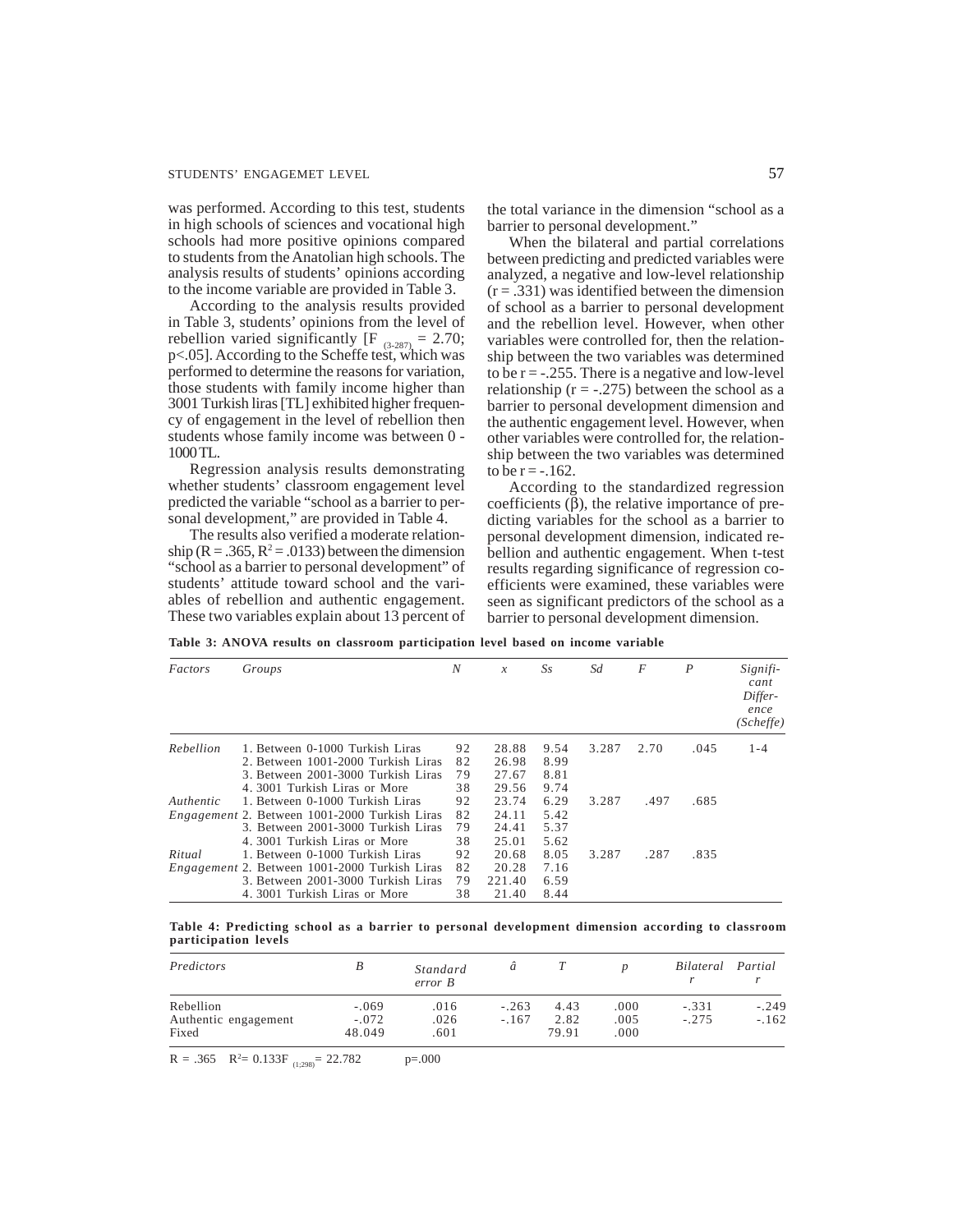was performed. According to this test, students in high schools of sciences and vocational high schools had more positive opinions compared to students from the Anatolian high schools. The analysis results of students' opinions according to the income variable are provided in Table 3.

According to the analysis results provided in Table 3, students' opinions from the level of rebellion varied significantly [$F_{(3\text{-}287)} = 2.70$; $p<.05$]. According to the Scheffe test, which was performed to determine the reasons for variation, those students with family income higher than 3001 Turkish liras [TL] exhibited higher frequency of engagement in the level of rebellion then students whose family income was between 0 - 1000 TL.

Regression analysis results demonstrating whether students' classroom engagement level predicted the variable "school as a barrier to personal development," are provided in Table 4.

The results also verified a moderate relationship ($R = .365$, $R^2 = .0133$) between the dimension "school as a barrier to personal development" of students' attitude toward school and the variables of rebellion and authentic engagement. These two variables explain about 13 percent of the total variance in the dimension "school as a barrier to personal development."

When the bilateral and partial correlations between predicting and predicted variables were analyzed, a negative and low-level relationship ($r = .331$) was identified between the dimension of school as a barrier to personal development and the rebellion level. However, when other variables were controlled for, then the relationship between the two variables was determined to be $r = -.255$. There is a negative and low-level relationship ($r = -.275$) between the school as a barrier to personal development dimension and the authentic engagement level. However, when other variables were controlled for, the relationship between the two variables was determined to be $r = -.162$.

According to the standardized regression coefficients (β), the relative importance of predicting variables for the school as a barrier to personal development dimension, indicated rebellion and authentic engagement. When t-test results regarding significance of regression coefficients were examined, these variables were seen as significant predictors of the school as a barrier to personal development dimension.

**Table 3: ANOVA results on classroom participation level based on income variable**

| *Factors* | *Groups* | *N* | *x* | *Ss* | *Sd* | *F* | *P* | *Significant Difference (Scheffe)* |
|---|---|---|---|---|---|---|---|---|
| *Rebellion* | 1. Between 0-1000 Turkish Liras | 92 | 28.88 | 9.54 | 3.287 | 2.70 | .045 | 1-4 |
| | 2. Between 1001-2000 Turkish Liras | 82 | 26.98 | 8.99 | | | | |
| | 3. Between 2001-3000 Turkish Liras | 79 | 27.67 | 8.81 | | | | |
| | 4. 3001 Turkish Liras or More | 38 | 29.56 | 9.74 | | | | |
| *Authentic Engagement* | 1. Between 0-1000 Turkish Liras | 92 | 23.74 | 6.29 | 3.287 | .497 | .685 | |
| | 2. Between 1001-2000 Turkish Liras | 82 | 24.11 | 5.42 | | | | |
| | 3. Between 2001-3000 Turkish Liras | 79 | 24.41 | 5.37 | | | | |
| | 4. 3001 Turkish Liras or More | 38 | 25.01 | 5.62 | | | | |
| *Ritual Engagement* | 1. Between 0-1000 Turkish Liras | 92 | 20.68 | 8.05 | 3.287 | .287 | .835 | |
| | 2. Between 1001-2000 Turkish Liras | 82 | 20.28 | 7.16 | | | | |
| | 3. Between 2001-3000 Turkish Liras | 79 | 221.40 | 6.59 | | | | |
| | 4. 3001 Turkish Liras or More | 38 | 21.40 | 8.44 | | | | |

**Table 4: Predicting school as a barrier to personal development dimension according to classroom participation levels**

| *Predictors* | *B* | *Standard error B* | *â* | *T* | *p* | *Bilateral r* | *Partial r* |
|---|---|---|---|---|---|---|---|
| Rebellion | -.069 | .016 | -.263 | 4.43 | .000 | -.331 | -.249 |
| Authentic engagement | -.072 | .026 | -.167 | 2.82 | .005 | -.275 | -.162 |
| Fixed | 48.049 | .601 | | 79.91 | .000 | | |

$R = .365$ $R^2 = 0.133$ $F_{(1;298)} = 22.782$ $p=.000$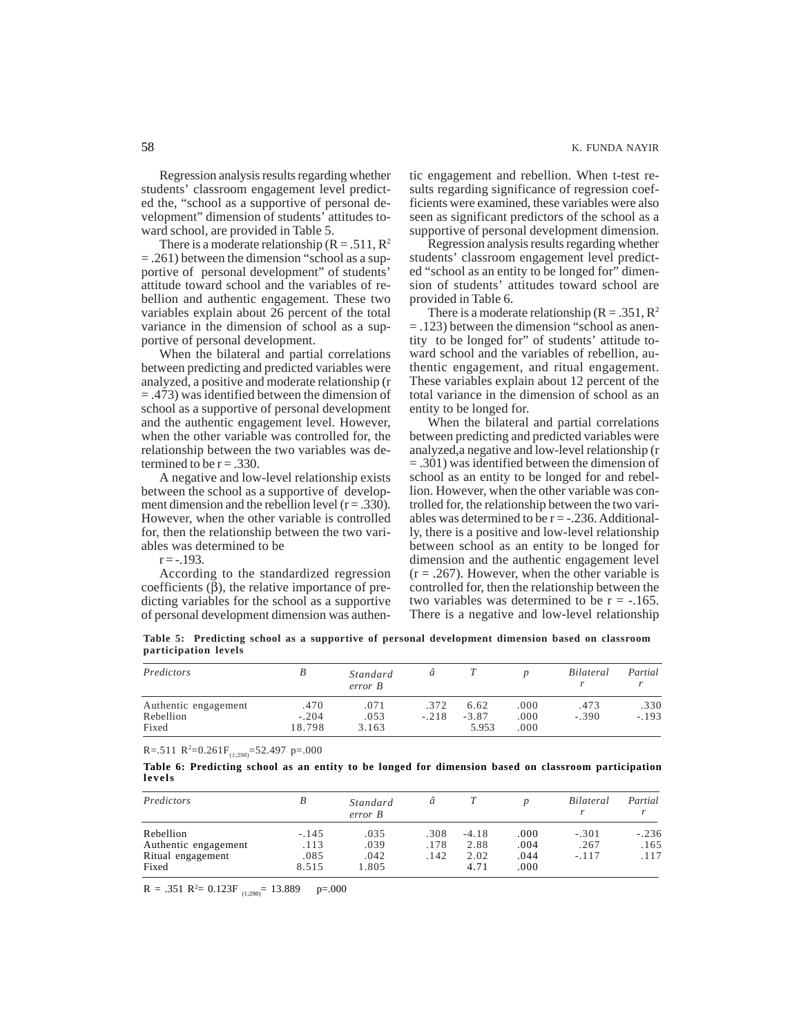Regression analysis results regarding whether students' classroom engagement level predicted the, "school as a supportive of personal development" dimension of students' attitudes toward school, are provided in Table 5.

There is a moderate relationship ($R = .511$, $R^2 = .261$) between the dimension "school as a supportive of personal development" of students' attitude toward school and the variables of rebellion and authentic engagement. These two variables explain about 26 percent of the total variance in the dimension of school as a supportive of personal development.

When the bilateral and partial correlations between predicting and predicted variables were analyzed, a positive and moderate relationship ($r = .473$) was identified between the dimension of school as a supportive of personal development and the authentic engagement level. However, when the other variable was controlled for, the relationship between the two variables was determined to be $r = .330$.

A negative and low-level relationship exists between the school as a supportive of development dimension and the rebellion level ($r = .330$). However, when the other variable is controlled for, then the relationship between the two variables was determined to be

$r = -.193$.

According to the standardized regression coefficients (β), the relative importance of predicting variables for the school as a supportive of personal development dimension was authentic engagement and rebellion. When t-test results regarding significance of regression coefficients were examined, these variables were also seen as significant predictors of the school as a supportive of personal development dimension.

Regression analysis results regarding whether students' classroom engagement level predicted "school as an entity to be longed for" dimension of students' attitudes toward school are provided in Table 6.

There is a moderate relationship ($R = .351$, $R^2 = .123$) between the dimension "school as anentity to be longed for" of students' attitude toward school and the variables of rebellion, authentic engagement, and ritual engagement. These variables explain about 12 percent of the total variance in the dimension of school as an entity to be longed for.

When the bilateral and partial correlations between predicting and predicted variables were analyzed,a negative and low-level relationship ($r = .301$) was identified between the dimension of school as an entity to be longed for and rebellion. However, when the other variable was controlled for, the relationship between the two variables was determined to be $r = -.236$. Additionally, there is a positive and low-level relationship between school as an entity to be longed for dimension and the authentic engagement level ($r = .267$). However, when the other variable is controlled for, then the relationship between the two variables was determined to be $r = -.165$. There is a negative and low-level relationship

**Table 5: Predicting school as a supportive of personal development dimension based on classroom participation levels**

| *Predictors* | *B* | *Standard error B* | *â* | *T* | *p* | *Bilateral r* | *Partial r* |
|---|---|---|---|---|---|---|---|
| Authentic engagement | .470 | .071 | .372 | 6.62 | .000 | .473 | .330 |
| Rebellion | -.204 | .053 | -.218 | -3.87 | .000 | -.390 | -.193 |
| Fixed | 18.798 | 3.163 | | 5.953 | .000 | | |

$R=.511$ $R^2=0.261$ $F_{(1;298)}=52.497$ $p=.000$

**Table 6: Predicting school as an entity to be longed for dimension based on classroom participation levels**

| *Predictors* | *B* | *Standard error B* | *â* | *T* | *p* | *Bilateral r* | *Partial r* |
|---|---|---|---|---|---|---|---|
| Rebellion | -.145 | .035 | .308 | -4.18 | .000 | -.301 | -.236 |
| Authentic engagement | .113 | .039 | .178 | 2.88 | .004 | .267 | .165 |
| Ritual engagement | .085 | .042 | .142 | 2.02 | .044 | -.117 | .117 |
| Fixed | 8.515 | 1.805 | | 4.71 | .000 | | |

$R = .351$ $R^2= 0.123$ $F_{(1;298)}= 13.889$ $p=.000$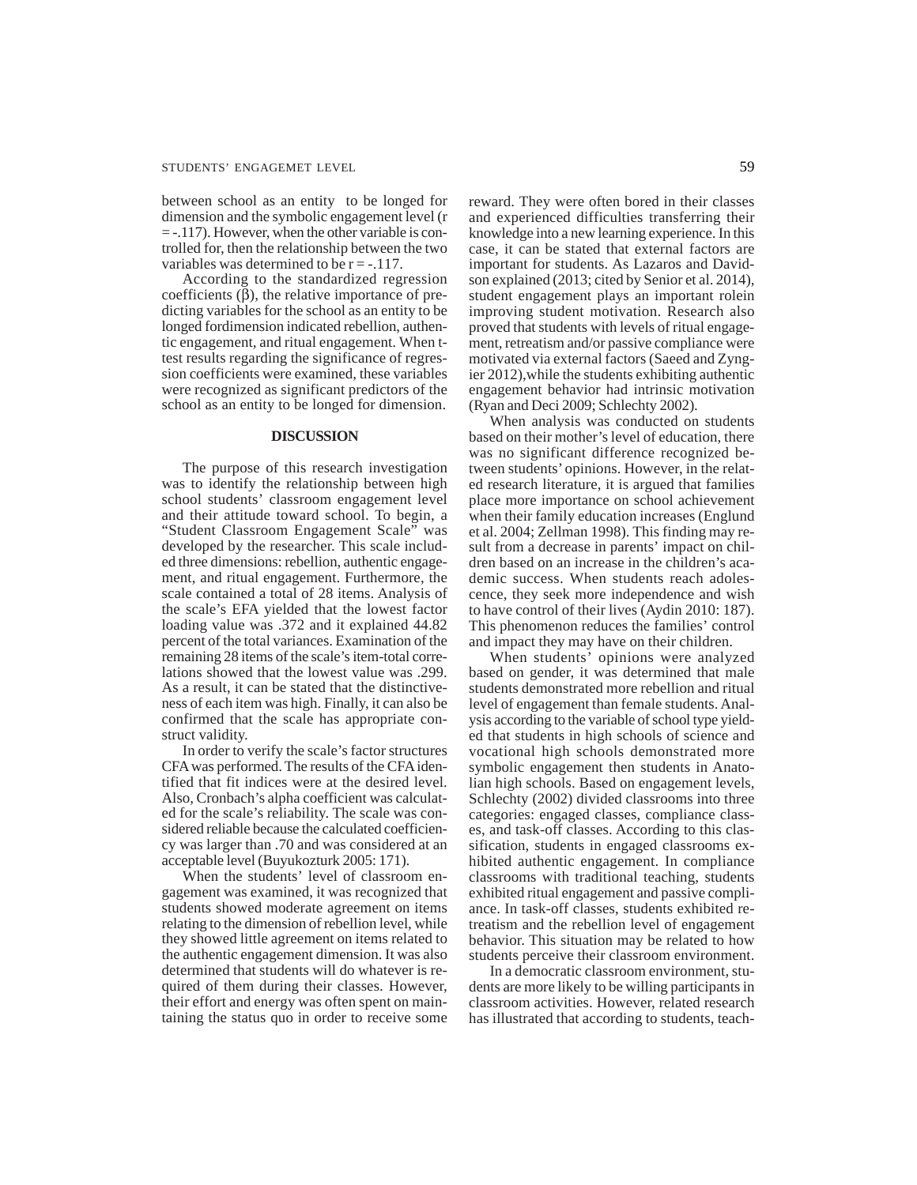between school as an entity to be longed for dimension and the symbolic engagement level (r = -.117). However, when the other variable is controlled for, then the relationship between the two variables was determined to be r = -.117.

According to the standardized regression coefficients (β), the relative importance of predicting variables for the school as an entity to be longed fordimension indicated rebellion, authentic engagement, and ritual engagement. When t-test results regarding the significance of regression coefficients were examined, these variables were recognized as significant predictors of the school as an entity to be longed for dimension.

## DISCUSSION

The purpose of this research investigation was to identify the relationship between high school students' classroom engagement level and their attitude toward school. To begin, a "Student Classroom Engagement Scale" was developed by the researcher. This scale included three dimensions: rebellion, authentic engagement, and ritual engagement. Furthermore, the scale contained a total of 28 items. Analysis of the scale's EFA yielded that the lowest factor loading value was .372 and it explained 44.82 percent of the total variances. Examination of the remaining 28 items of the scale's item-total correlations showed that the lowest value was .299. As a result, it can be stated that the distinctiveness of each item was high. Finally, it can also be confirmed that the scale has appropriate construct validity.

In order to verify the scale's factor structures CFA was performed. The results of the CFA identified that fit indices were at the desired level. Also, Cronbach's alpha coefficient was calculated for the scale's reliability. The scale was considered reliable because the calculated coefficiency was larger than .70 and was considered at an acceptable level (Buyukozturk 2005: 171).

When the students' level of classroom engagement was examined, it was recognized that students showed moderate agreement on items relating to the dimension of rebellion level, while they showed little agreement on items related to the authentic engagement dimension. It was also determined that students will do whatever is required of them during their classes. However, their effort and energy was often spent on maintaining the status quo in order to receive some reward. They were often bored in their classes and experienced difficulties transferring their knowledge into a new learning experience. In this case, it can be stated that external factors are important for students. As Lazaros and Davidson explained (2013; cited by Senior et al. 2014), student engagement plays an important rolein improving student motivation. Research also proved that students with levels of ritual engagement, retreatism and/or passive compliance were motivated via external factors (Saeed and Zyngier 2012),while the students exhibiting authentic engagement behavior had intrinsic motivation (Ryan and Deci 2009; Schlechty 2002).

When analysis was conducted on students based on their mother's level of education, there was no significant difference recognized between students' opinions. However, in the related research literature, it is argued that families place more importance on school achievement when their family education increases (Englund et al. 2004; Zellman 1998). This finding may result from a decrease in parents' impact on children based on an increase in the children's academic success. When students reach adolescence, they seek more independence and wish to have control of their lives (Aydin 2010: 187). This phenomenon reduces the families' control and impact they may have on their children.

When students' opinions were analyzed based on gender, it was determined that male students demonstrated more rebellion and ritual level of engagement than female students. Analysis according to the variable of school type yielded that students in high schools of science and vocational high schools demonstrated more symbolic engagement then students in Anatolian high schools. Based on engagement levels, Schlechty (2002) divided classrooms into three categories: engaged classes, compliance classes, and task-off classes. According to this classification, students in engaged classrooms exhibited authentic engagement. In compliance classrooms with traditional teaching, students exhibited ritual engagement and passive compliance. In task-off classes, students exhibited retreatism and the rebellion level of engagement behavior. This situation may be related to how students perceive their classroom environment.

In a democratic classroom environment, students are more likely to be willing participants in classroom activities. However, related research has illustrated that according to students, teach-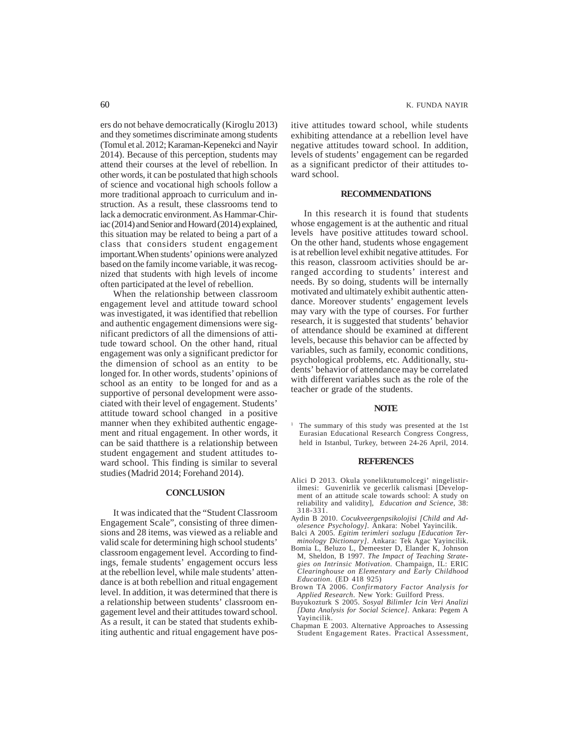ers do not behave democratically (Kiroglu 2013) and they sometimes discriminate among students (Tomul et al. 2012; Karaman-Kepenekci and Nayir 2014). Because of this perception, students may attend their courses at the level of rebellion. In other words, it can be postulated that high schools of science and vocational high schools follow a more traditional approach to curriculum and instruction. As a result, these classrooms tend to lack a democratic environment. As Hammar-Chiriac (2014) and Senior and Howard (2014) explained, this situation may be related to being a part of a class that considers student engagement important.When students' opinions were analyzed based on the family income variable, it was recognized that students with high levels of income often participated at the level of rebellion.

When the relationship between classroom engagement level and attitude toward school was investigated, it was identified that rebellion and authentic engagement dimensions were significant predictors of all the dimensions of attitude toward school. On the other hand, ritual engagement was only a significant predictor for the dimension of school as an entity to be longed for. In other words, students' opinions of school as an entity to be longed for and as a supportive of personal development were associated with their level of engagement. Students' attitude toward school changed in a positive manner when they exhibited authentic engagement and ritual engagement. In other words, it can be said thatthere is a relationship between student engagement and student attitudes toward school. This finding is similar to several studies (Madrid 2014; Forehand 2014).

## CONCLUSION

It was indicated that the "Student Classroom Engagement Scale", consisting of three dimensions and 28 items, was viewed as a reliable and valid scale for determining high school students' classroom engagement level. According to findings, female students' engagement occurs less at the rebellion level, while male students' attendance is at both rebellion and ritual engagement level. In addition, it was determined that there is a relationship between students' classroom engagement level and their attitudes toward school. As a result, it can be stated that students exhibiting authentic and ritual engagement have positive attitudes toward school, while students exhibiting attendance at a rebellion level have negative attitudes toward school. In addition, levels of students' engagement can be regarded as a significant predictor of their attitudes toward school.

## RECOMMENDATIONS

In this research it is found that students whose engagement is at the authentic and ritual levels have positive attitudes toward school. On the other hand, students whose engagement is at rebellion level exhibit negative attitudes. For this reason, classroom activities should be arranged according to students' interest and needs. By so doing, students will be internally motivated and ultimately exhibit authentic attendance. Moreover students' engagement levels may vary with the type of courses. For further research, it is suggested that students' behavior of attendance should be examined at different levels, because this behavior can be affected by variables, such as family, economic conditions, psychological problems, etc. Additionally, students' behavior of attendance may be correlated with different variables such as the role of the teacher or grade of the students.

## NOTE

[1] The summary of this study was presented at the 1st Eurasian Educational Research Congress Congress, held in Istanbul, Turkey, between 24-26 April, 2014.

## REFERENCES

Alici D 2013. Okula yoneliktutumolcegi' ningelistirilmesi: Guvenirlik ve gecerlik calismasi [Development of an attitude scale towards school: A study on reliability and validity], *Education and Science*, 38: 318-331.

Aydin B 2010. *Cocukveergenpsikolojisi [Child and Adolesence Psychology]*. Ankara: Nobel Yayincilik.

Balci A 2005. *Egitim terimleri sozlugu [Education Terminology Dictionary]*. Ankara: Tek Agac Yayincilik.

Bomia L, Beluzo L, Demeester D, Elander K, Johnson M, Sheldon, B 1997. *The Impact of Teaching Strategies on Intrinsic Motivation*. Champaign, IL: ERIC *Clearinghouse on Elementary and Early Childhood Education*. (ED 418 925)

Brown TA 2006. *Confirmatory Factor Analysis for Applied Research*. New York: Guilford Press.

Buyukozturk S 2005. *Sosyal Bilimler Icin Veri Analizi [Data Analysis for Social Science]*. Ankara: Pegem A Yayincilik.

Chapman E 2003. Alternative Approaches to Assessing Student Engagement Rates. Practical Assessment,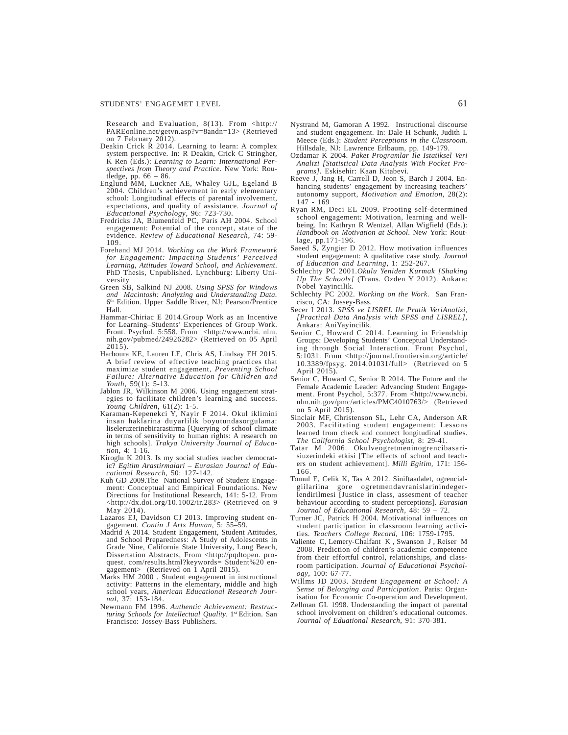Research and Evaluation, 8(13). From <http://PAREonline.net/getvn.asp?v=8andn=13> (Retrieved on 7 February 2012).

Deakin Crick R 2014. Learning to learn: A complex system perspective. In: R Deakin, Crick C Stringher, K Ren (Eds.): *Learning to Learn: International Perspectives from Theory and Practice*. New York: Routledge, pp. 66 – 86.

Englund MM, Luckner AE, Whaley GJL, Egeland B 2004. Children's achievement in early elementary school: Longitudinal effects of parental involvement, expectations, and quality of assistance. *Journal of Educational Psychology*, 96: 723-730.

Fredricks JA, Blumenfeld PC, Paris AH 2004. School engagement: Potential of the concept, state of the evidence. *Review of Educational Research*, 74: 59-109.

Forehand MJ 2014. *Working on the Work Framework for Engagement: Impacting Students' Perceived Learning, Attitudes Toward School, and Achievement*. PhD Thesis, Unpublished. Lynchburg: Liberty University

Green SB, Salkind NJ 2008. *Using SPSS for Windows and Macintosh: Analyzing and Understanding Data*. 6th Edition. Upper Saddle River, NJ: Pearson/Prentice Hall.

Hammar-Chiriac E 2014.Group Work as an Incentive for Learning–Students' Experiences of Group Work. Front. Psychol. 5:558. From <http://www.ncbi. nlm. nih.gov/pubmed/24926282> (Retrieved on 05 April 2015).

Harboura KE, Lauren LE, Chris AS, Lindsay EH 2015. A brief review of effective teaching practices that maximize student engagement, *Preventing School Failure: Alternative Education for Children and Youth*, 59(1): 5-13.

Jablon JR, Wilkinson M 2006. Using engagement strategies to facilitate children's learning and success. *Young Children*, 61(2): 1-5.

Karaman-Kepenekci Y, Nayir F 2014. Okul iklimini insan haklarina duyarlilik boyutundasorgulama: liseleruzerinebirarastirma [Querying of school climate in terms of sensitivity to human rights: A research on high schools]. *Trakya University Journal of Education*, 4: 1-16.

Kiroglu K 2013. Is my social studies teacher democratic? *Egitim Arastirmalari – Eurasian Journal of Educational Research*, 50: 127-142.

Kuh GD 2009.The National Survey of Student Engagement: Conceptual and Empirical Foundations. New Directions for Institutional Research, 141: 5-12. From <http://dx.doi.org/10.1002/ir.283> (Retrieved on 9 May 2014).

Lazaros EJ, Davidson CJ 2013. Improving student engagement. *Contin J Arts Human*, 5: 55–59.

Madrid A 2014. Student Engagement, Student Attitudes, and School Preparedness: A Study of Adolescents in Grade Nine, California State University, Long Beach, Dissertation Abstracts, From <http://pqdtopen. proquest. com/results.html?keywords= Student%20 engagement> (Retrieved on 1 April 2015).

Marks HM 2000 . Student engagement in instructional activity: Patterns in the elementary, middle and high school years, *American Educational Research Journal*, 37: 153-184.

Newmann FM 1996. *Authentic Achievement: Restructuring Schools for Intellectual Quality*. 1st Edition. San Francisco: Jossey-Bass Publishers.

Nystrand M, Gamoran A 1992. Instructional discourse and student engagement. In: Dale H Schunk, Judith L Meece (Eds.): *Student Perceptions in the Classroom*. Hillsdale, NJ: Lawrence Erlbaum, pp. 149-179.

Ozdamar K 2004. *Paket Programlar Ile Istatiksel Veri Analizi [Statistical Data Analysis With Pocket Programs]*. Eskisehir: Kaan Kitabevi.

Reeve J, Jang H, Carrell D, Jeon S, Barch J 2004. Enhancing students' engagement by increasing teachers' autonomy support, *Motivation and Emotion*, 28(2): 147 - 169

Ryan RM, Deci EL 2009. Prooting self-determined school engagement: Motivation, learning and well-being. In: Kathryn R Wentzel, Allan Wigfield (Eds.): *Handbook on Motivation at School*. New York: Routlage, pp.171-196.

Saeed S, Zyngier D 2012. How motivation influences student engagement: A qualitative case study. *Journal of Education and Learning*, 1: 252-267.

Schlechty PC 2001.*Okulu Yeniden Kurmak [Shaking Up The Schools]* (Trans. Ozden Y 2012). Ankara: Nobel Yayincilik.

Schlechty PC 2002. *Working on the Work*. San Francisco, CA: Jossey-Bass.

Secer I 2013. *SPSS ve LISREL Ile Pratik VeriAnalizi, [Practical Data Analysis with SPSS and LISREL]*, Ankara: AniYayincilik.

Senior C, Howard C 2014. Learning in Friendship Groups: Developing Students' Conceptual Understanding through Social Interaction. Front Psychol, 5:1031. From <http://journal.frontiersin.org/article/ 10.3389/fpsyg. 2014.01031/full> (Retrieved on 5 April 2015).

Senior C, Howard C, Senior R 2014. The Future and the Female Academic Leader: Advancing Student Engagement. Front Psychol, 5:377. From <http://www.ncbi. nlm.nih.gov/pmc/articles/PMC4010763/> (Retrieved on 5 April 2015).

Sinclair MF, Christenson SL, Lehr CA, Anderson AR 2003. Facilitating student engagement: Lessons learned from check and connect longitudinal studies. *The California School Psychologist*, 8: 29-41.

Tatar M 2006. Okulveogretmeninogrencibasarisiuzerindeki etkisi [The effects of school and teachers on student achievement]. *Milli Egitim*, 171: 156-166.

Tomul E, Celik K, Tas A 2012. Siniftaadalet, ogrencialgiilariina gore ogretmendavranislarinindegerlendirilmesi [Justice in class, assesment of teacher behaviour according to student perceptions]. *Eurasian Journal of Educational Research*, 48: 59 – 72.

Turner JC, Patrick H 2004. Motivational influences on student participation in classroom learning activities. *Teachers College Record*, 106: 1759-1795.

Valiente C, Lemery-Chalfant K , Swanson J , Reiser M 2008. Prediction of children's academic competence from their effortful control, relationships, and classroom participation. *Journal of Educational Psychology*, 100: 67-77.

Willms JD 2003. *Student Engagement at School: A Sense of Belonging and Participation*. Paris: Organisation for Economic Co-operation and Development.

Zellman GL 1998. Understanding the impact of parental school involvement on children's educational outcomes. *Journal of Eduational Research*, 91: 370-381.